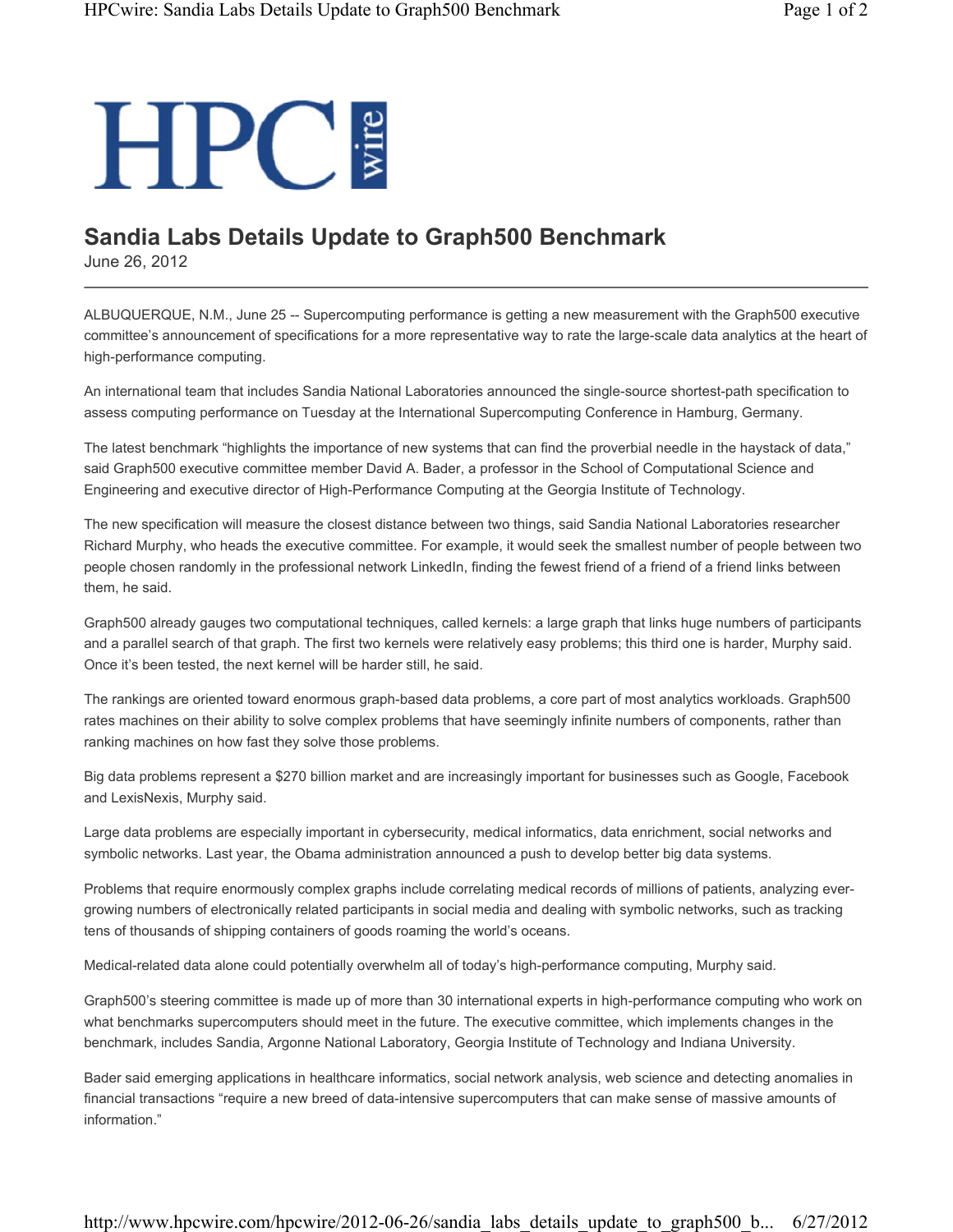# Sandia Labs Details Update to Graph500 Benchmark

June 26, 2012

---

ALBUQUERQUE, N.M., June 25 -- Supercomputing performance is getting a new measurement with the Graph500 executive committee's announcement of specifications for a more representative way to rate the large-scale data analytics at the heart of high-performance computing.

An international team that includes Sandia National Laboratories announced the single-source shortest-path specification to assess computing performance on Tuesday at the International Supercomputing Conference in Hamburg, Germany.

The latest benchmark "highlights the importance of new systems that can find the proverbial needle in the haystack of data," said Graph500 executive committee member David A. Bader, a professor in the School of Computational Science and Engineering and executive director of High-Performance Computing at the Georgia Institute of Technology.

The new specification will measure the closest distance between two things, said Sandia National Laboratories researcher Richard Murphy, who heads the executive committee. For example, it would seek the smallest number of people between two people chosen randomly in the professional network LinkedIn, finding the fewest friend of a friend of a friend links between them, he said.

Graph500 already gauges two computational techniques, called kernels: a large graph that links huge numbers of participants and a parallel search of that graph. The first two kernels were relatively easy problems; this third one is harder, Murphy said. Once it's been tested, the next kernel will be harder still, he said.

The rankings are oriented toward enormous graph-based data problems, a core part of most analytics workloads. Graph500 rates machines on their ability to solve complex problems that have seemingly infinite numbers of components, rather than ranking machines on how fast they solve those problems.

Big data problems represent a $270 billion market and are increasingly important for businesses such as Google, Facebook and LexisNexis, Murphy said.

Large data problems are especially important in cybersecurity, medical informatics, data enrichment, social networks and symbolic networks. Last year, the Obama administration announced a push to develop better big data systems.

Problems that require enormously complex graphs include correlating medical records of millions of patients, analyzing ever-growing numbers of electronically related participants in social media and dealing with symbolic networks, such as tracking tens of thousands of shipping containers of goods roaming the world's oceans.

Medical-related data alone could potentially overwhelm all of today's high-performance computing, Murphy said.

Graph500's steering committee is made up of more than 30 international experts in high-performance computing who work on what benchmarks supercomputers should meet in the future. The executive committee, which implements changes in the benchmark, includes Sandia, Argonne National Laboratory, Georgia Institute of Technology and Indiana University.

Bader said emerging applications in healthcare informatics, social network analysis, web science and detecting anomalies in financial transactions "require a new breed of data-intensive supercomputers that can make sense of massive amounts of information."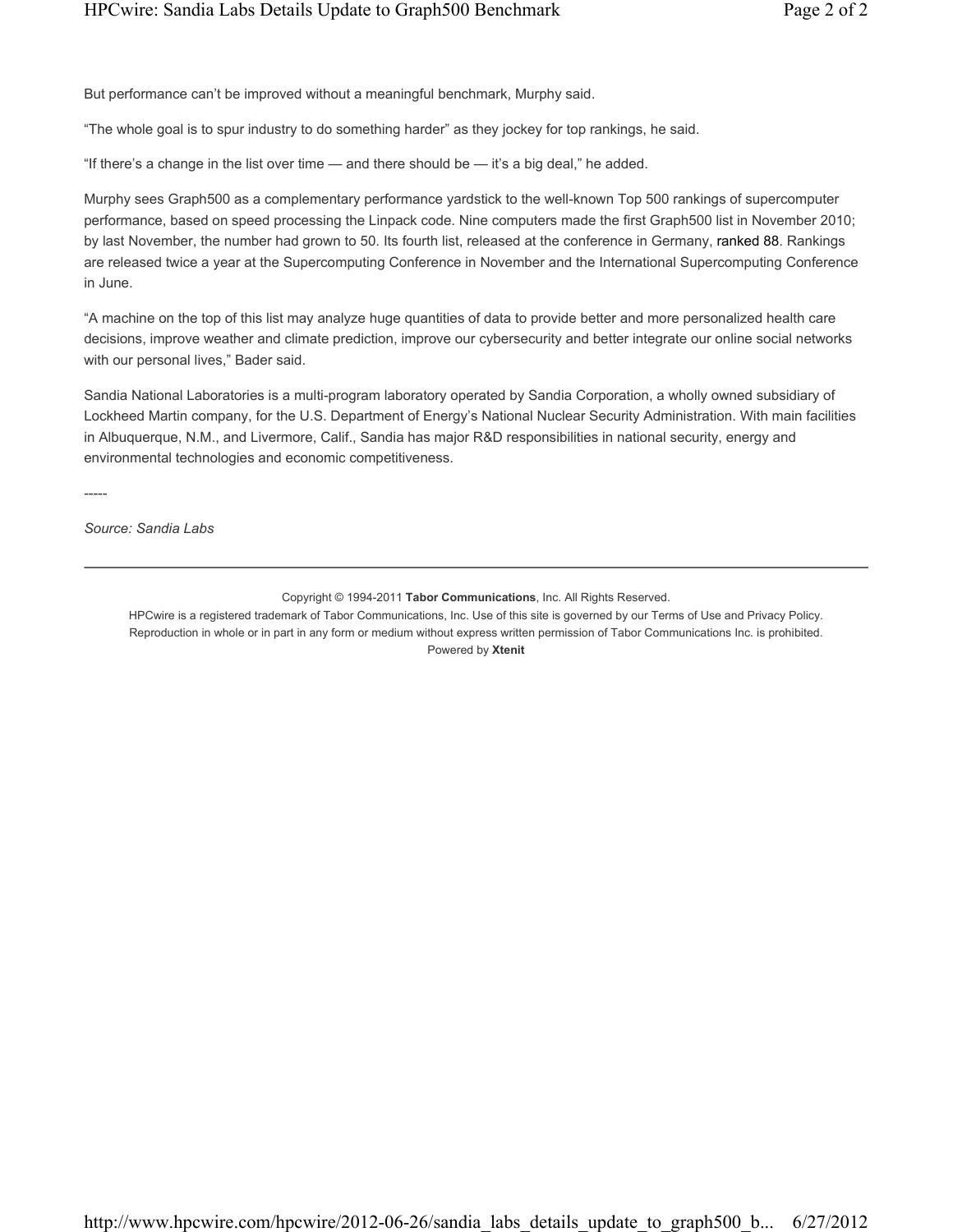But performance can't be improved without a meaningful benchmark, Murphy said.

"The whole goal is to spur industry to do something harder" as they jockey for top rankings, he said.

"If there's a change in the list over time — and there should be — it's a big deal," he added.

Murphy sees Graph500 as a complementary performance yardstick to the well-known Top 500 rankings of supercomputer performance, based on speed processing the Linpack code. Nine computers made the first Graph500 list in November 2010; by last November, the number had grown to 50. Its fourth list, released at the conference in Germany, ranked 88. Rankings are released twice a year at the Supercomputing Conference in November and the International Supercomputing Conference in June.

"A machine on the top of this list may analyze huge quantities of data to provide better and more personalized health care decisions, improve weather and climate prediction, improve our cybersecurity and better integrate our online social networks with our personal lives," Bader said.

Sandia National Laboratories is a multi-program laboratory operated by Sandia Corporation, a wholly owned subsidiary of Lockheed Martin company, for the U.S. Department of Energy's National Nuclear Security Administration. With main facilities in Albuquerque, N.M., and Livermore, Calif., Sandia has major R&D responsibilities in national security, energy and environmental technologies and economic competitiveness.

-----

*Source: Sandia Labs*

---

Copyright © 1994-2011 **Tabor Communications**, Inc. All Rights Reserved.
HPCwire is a registered trademark of Tabor Communications, Inc. Use of this site is governed by our Terms of Use and Privacy Policy.
Reproduction in whole or in part in any form or medium without express written permission of Tabor Communications Inc. is prohibited.
Powered by **Xtenit**